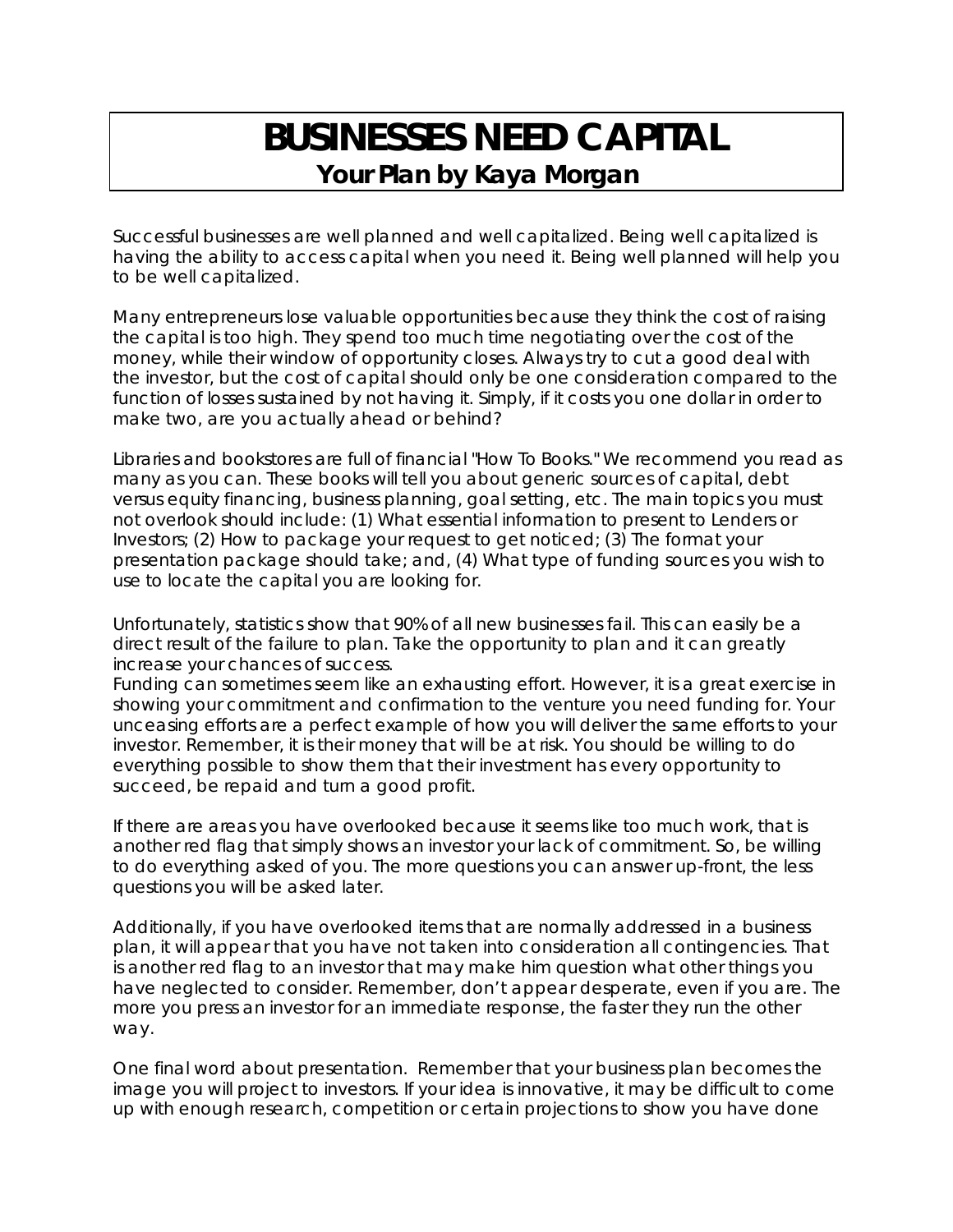# BUSINESSES NEED CAPITAL

## Your Plan by Kaya Morgan

Successful businesses are well planned and well capitalized. Being well capitalized is having the ability to access capital when you need it. Being well planned will help you to be well capitalized.

Many entrepreneurs lose valuable opportunities because they think the cost of raising the capital is too high. They spend too much time negotiating over the cost of the money, while their window of opportunity closes. Always try to cut a good deal with the investor, but the cost of capital should only be one consideration compared to the function of losses sustained by not having it. Simply, if it costs you one dollar in order to make two, are you actually ahead or behind?

Libraries and bookstores are full of financial "How To Books." We recommend you read as many as you can. These books will tell you about generic sources of capital, debt versus equity financing, business planning, goal setting, etc. The main topics you must not overlook should include: (1) What essential information to present to Lenders or Investors; (2) How to package your request to get noticed; (3) The format your presentation package should take; and, (4) What type of funding sources you wish to use to locate the capital you are looking for.

Unfortunately, statistics show that 90% of all new businesses fail. This can easily be a direct result of the failure to plan. Take the opportunity to plan and it can greatly increase your chances of success.

Funding can sometimes seem like an exhausting effort. However, it is a great exercise in showing your commitment and confirmation to the venture you need funding for. Your unceasing efforts are a perfect example of how you will deliver the same efforts to your investor. Remember, it is their money that will be at risk. You should be willing to do everything possible to show them that their investment has every opportunity to succeed, be repaid and turn a good profit.

If there are areas you have overlooked because it seems like too much work, that is another red flag that simply shows an investor your lack of commitment. So, be willing to do everything asked of you. The more questions you can answer up-front, the less questions you will be asked later.

Additionally, if you have overlooked items that are normally addressed in a business plan, it will appear that you have not taken into consideration all contingencies. That is another red flag to an investor that may make him question what other things you have neglected to consider. Remember, don't appear desperate, even if you are. The more you press an investor for an immediate response, the faster they run the other way.

One final word about presentation. Remember that your business plan becomes the image you will project to investors. If your idea is innovative, it may be difficult to come up with enough research, competition or certain projections to show you have done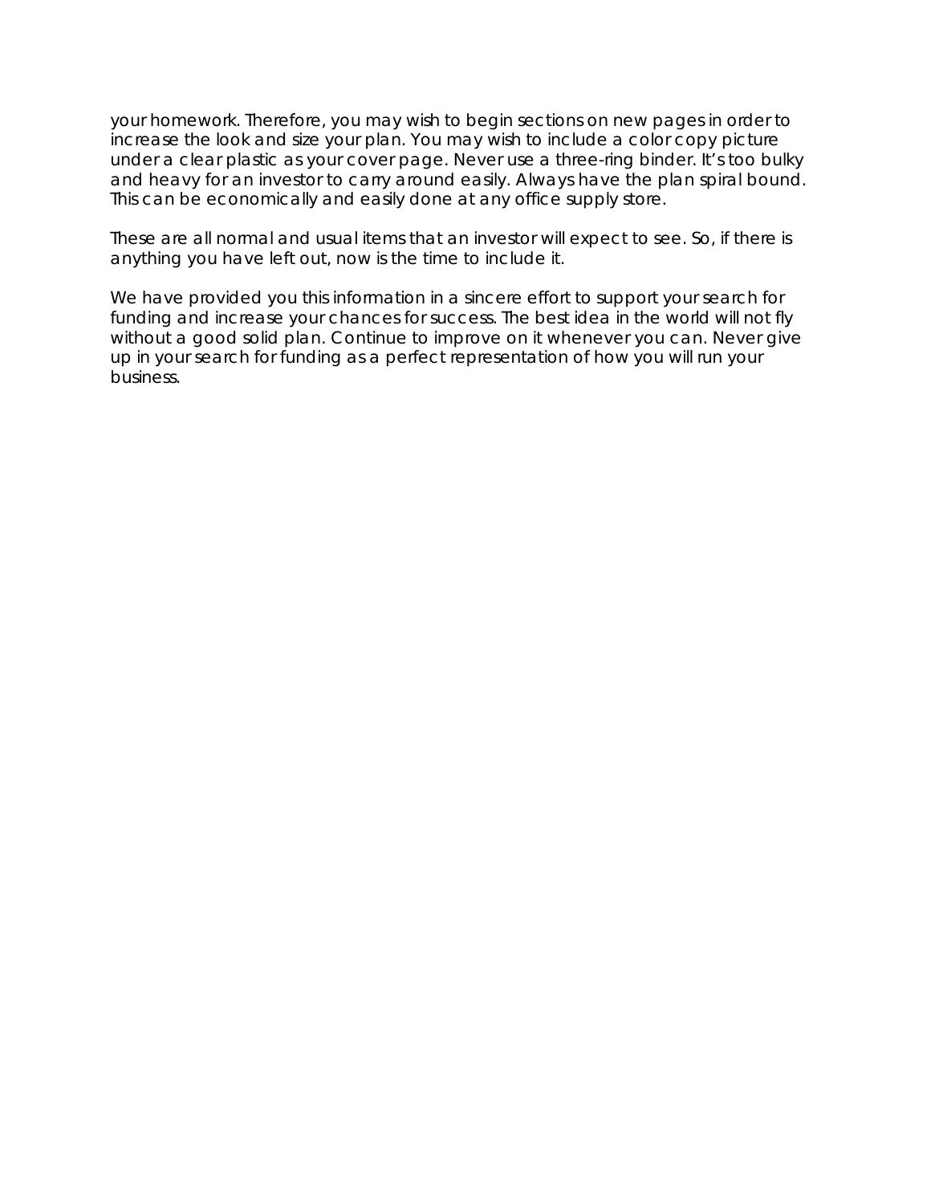your homework. Therefore, you may wish to begin sections on new pages in order to increase the look and size your plan. You may wish to include a color copy picture under a clear plastic as your cover page. Never use a three-ring binder. It's too bulky and heavy for an investor to carry around easily. Always have the plan spiral bound. This can be economically and easily done at any office supply store.

These are all normal and usual items that an investor will expect to see. So, if there is anything you have left out, now is the time to include it.

We have provided you this information in a sincere effort to support your search for funding and increase your chances for success. The best idea in the world will not fly without a good solid plan. Continue to improve on it whenever you can. Never give up in your search for funding as a perfect representation of how you will run your business.